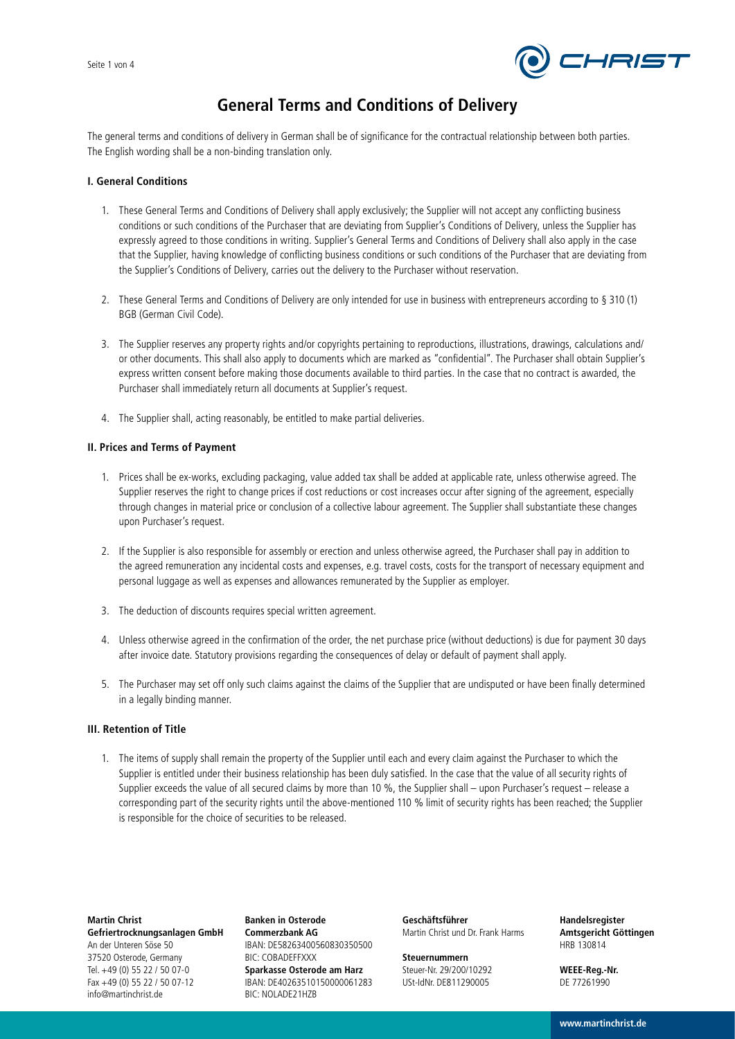# General Terms and Conditions of Delivery

The general terms and conditions of delivery in German shall be of significance for the contractual relationship between both parties. The English wording shall be a non-binding translation only.

### I. General Conditions

1. These General Terms and Conditions of Delivery shall apply exclusively; the Supplier will not accept any conflicting business conditions or such conditions of the Purchaser that are deviating from Supplier's Conditions of Delivery, unless the Supplier has expressly agreed to those conditions in writing. Supplier's General Terms and Conditions of Delivery shall also apply in the case that the Supplier, having knowledge of conflicting business conditions or such conditions of the Purchaser that are deviating from the Supplier's Conditions of Delivery, carries out the delivery to the Purchaser without reservation.

2. These General Terms and Conditions of Delivery are only intended for use in business with entrepreneurs according to § 310 (1) BGB (German Civil Code).

3. The Supplier reserves any property rights and/or copyrights pertaining to reproductions, illustrations, drawings, calculations and/or other documents. This shall also apply to documents which are marked as "confidential". The Purchaser shall obtain Supplier's express written consent before making those documents available to third parties. In the case that no contract is awarded, the Purchaser shall immediately return all documents at Supplier's request.

4. The Supplier shall, acting reasonably, be entitled to make partial deliveries.

### II. Prices and Terms of Payment

1. Prices shall be ex-works, excluding packaging, value added tax shall be added at applicable rate, unless otherwise agreed. The Supplier reserves the right to change prices if cost reductions or cost increases occur after signing of the agreement, especially through changes in material price or conclusion of a collective labour agreement. The Supplier shall substantiate these changes upon Purchaser's request.

2. If the Supplier is also responsible for assembly or erection and unless otherwise agreed, the Purchaser shall pay in addition to the agreed remuneration any incidental costs and expenses, e.g. travel costs, costs for the transport of necessary equipment and personal luggage as well as expenses and allowances remunerated by the Supplier as employer.

3. The deduction of discounts requires special written agreement.

4. Unless otherwise agreed in the confirmation of the order, the net purchase price (without deductions) is due for payment 30 days after invoice date. Statutory provisions regarding the consequences of delay or default of payment shall apply.

5. The Purchaser may set off only such claims against the claims of the Supplier that are undisputed or have been finally determined in a legally binding manner.

### III. Retention of Title

1. The items of supply shall remain the property of the Supplier until each and every claim against the Purchaser to which the Supplier is entitled under their business relationship has been duly satisfied. In the case that the value of all security rights of Supplier exceeds the value of all secured claims by more than 10 %, the Supplier shall – upon Purchaser's request – release a corresponding part of the security rights until the above-mentioned 110 % limit of security rights has been reached; the Supplier is responsible for the choice of securities to be released.

**Martin Christ Gefriertrocknungsanlagen GmbH**
An der Unteren Söse 50
37520 Osterode, Germany
Tel. +49 (0) 55 22 / 50 07-0
Fax +49 (0) 55 22 / 50 07-12
info@martinchrist.de

**Banken in Osterode**
**Commerzbank AG**
IBAN: DE58263400560830350500
BIC: COBADEFFXXX
**Sparkasse Osterode am Harz**
IBAN: DE40263510150000061283
BIC: NOLADE21HZB

**Geschäftsführer**
Martin Christ und Dr. Frank Harms

**Steuernummern**
Steuer-Nr. 29/200/10292
USt-IdNr. DE811290005

**Handelsregister**
**Amtsgericht Göttingen**
HRB 130814

**WEEE-Reg.-Nr.**
DE 77261990

www.martinchrist.de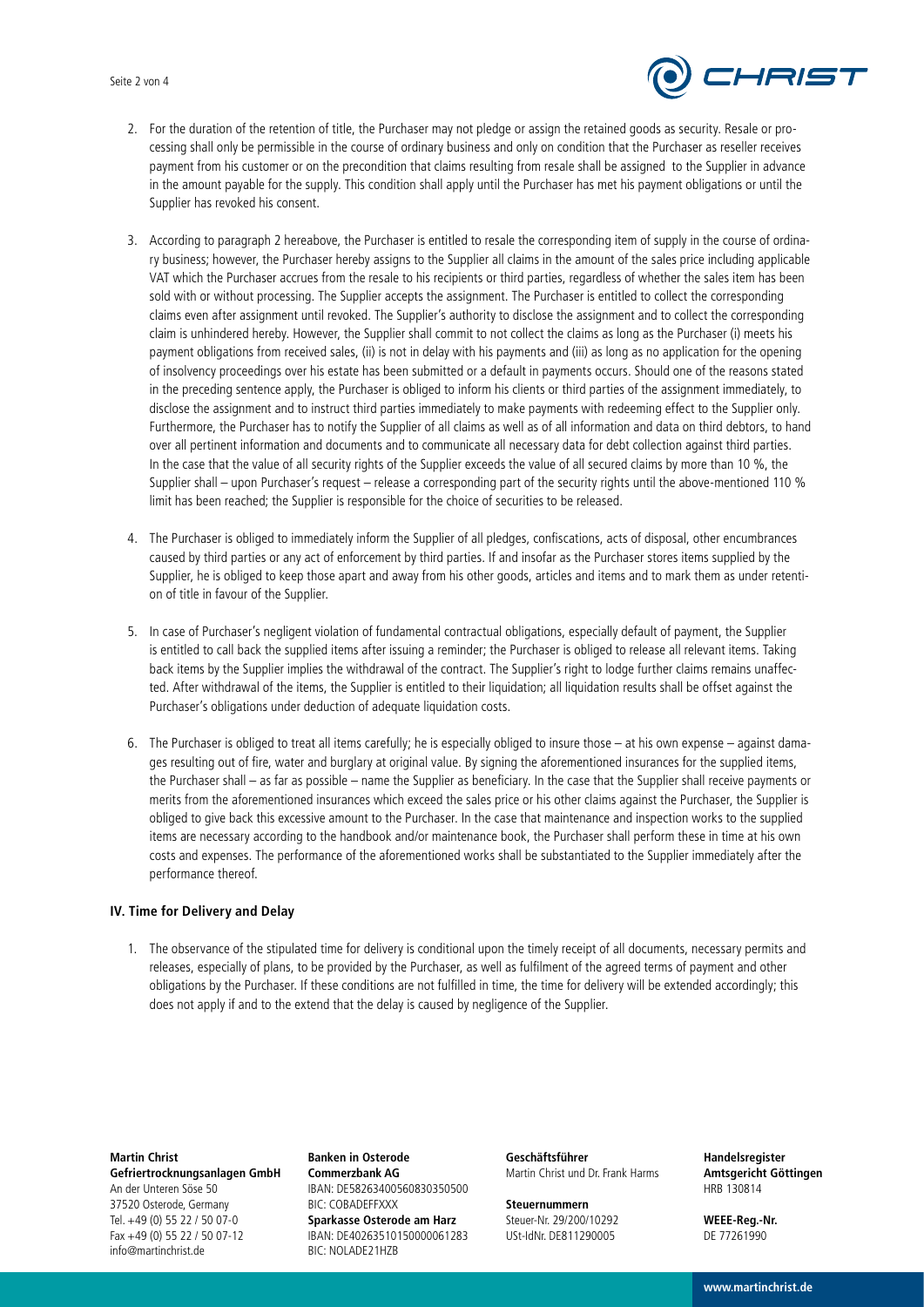2. For the duration of the retention of title, the Purchaser may not pledge or assign the retained goods as security. Resale or processing shall only be permissible in the course of ordinary business and only on condition that the Purchaser as reseller receives payment from his customer or on the precondition that claims resulting from resale shall be assigned to the Supplier in advance in the amount payable for the supply. This condition shall apply until the Purchaser has met his payment obligations or until the Supplier has revoked his consent.

3. According to paragraph 2 hereabove, the Purchaser is entitled to resale the corresponding item of supply in the course of ordinary business; however, the Purchaser hereby assigns to the Supplier all claims in the amount of the sales price including applicable VAT which the Purchaser accrues from the resale to his recipients or third parties, regardless of whether the sales item has been sold with or without processing. The Supplier accepts the assignment. The Purchaser is entitled to collect the corresponding claims even after assignment until revoked. The Supplier's authority to disclose the assignment and to collect the corresponding claim is unhindered hereby. However, the Supplier shall commit to not collect the claims as long as the Purchaser (i) meets his payment obligations from received sales, (ii) is not in delay with his payments and (iii) as long as no application for the opening of insolvency proceedings over his estate has been submitted or a default in payments occurs. Should one of the reasons stated in the preceding sentence apply, the Purchaser is obliged to inform his clients or third parties of the assignment immediately, to disclose the assignment and to instruct third parties immediately to make payments with redeeming effect to the Supplier only. Furthermore, the Purchaser has to notify the Supplier of all claims as well as of all information and data on third debtors, to hand over all pertinent information and documents and to communicate all necessary data for debt collection against third parties. In the case that the value of all security rights of the Supplier exceeds the value of all secured claims by more than 10 %, the Supplier shall – upon Purchaser's request – release a corresponding part of the security rights until the above-mentioned 110 % limit has been reached; the Supplier is responsible for the choice of securities to be released.

4. The Purchaser is obliged to immediately inform the Supplier of all pledges, confiscations, acts of disposal, other encumbrances caused by third parties or any act of enforcement by third parties. If and insofar as the Purchaser stores items supplied by the Supplier, he is obliged to keep those apart and away from his other goods, articles and items and to mark them as under retention of title in favour of the Supplier.

5. In case of Purchaser's negligent violation of fundamental contractual obligations, especially default of payment, the Supplier is entitled to call back the supplied items after issuing a reminder; the Purchaser is obliged to release all relevant items. Taking back items by the Supplier implies the withdrawal of the contract. The Supplier's right to lodge further claims remains unaffected. After withdrawal of the items, the Supplier is entitled to their liquidation; all liquidation results shall be offset against the Purchaser's obligations under deduction of adequate liquidation costs.

6. The Purchaser is obliged to treat all items carefully; he is especially obliged to insure those – at his own expense – against damages resulting out of fire, water and burglary at original value. By signing the aforementioned insurances for the supplied items, the Purchaser shall – as far as possible – name the Supplier as beneficiary. In the case that the Supplier shall receive payments or merits from the aforementioned insurances which exceed the sales price or his other claims against the Purchaser, the Supplier is obliged to give back this excessive amount to the Purchaser. In the case that maintenance and inspection works to the supplied items are necessary according to the handbook and/or maintenance book, the Purchaser shall perform these in time at his own costs and expenses. The performance of the aforementioned works shall be substantiated to the Supplier immediately after the performance thereof.

### IV. Time for Delivery and Delay

1. The observance of the stipulated time for delivery is conditional upon the timely receipt of all documents, necessary permits and releases, especially of plans, to be provided by the Purchaser, as well as fulfilment of the agreed terms of payment and other obligations by the Purchaser. If these conditions are not fulfilled in time, the time for delivery will be extended accordingly; this does not apply if and to the extend that the delay is caused by negligence of the Supplier.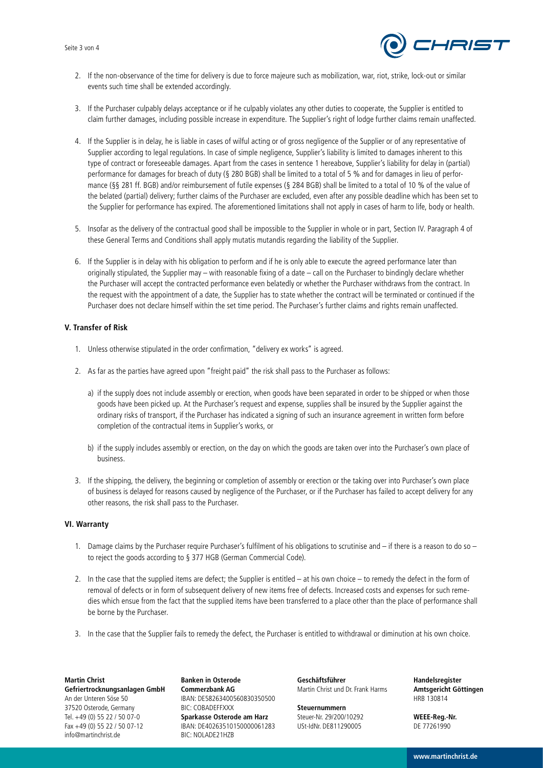2. If the non-observance of the time for delivery is due to force majeure such as mobilization, war, riot, strike, lock-out or similar events such time shall be extended accordingly.

3. If the Purchaser culpably delays acceptance or if he culpably violates any other duties to cooperate, the Supplier is entitled to claim further damages, including possible increase in expenditure. The Supplier's right of lodge further claims remain unaffected.

4. If the Supplier is in delay, he is liable in cases of wilful acting or of gross negligence of the Supplier or of any representative of Supplier according to legal regulations. In case of simple negligence, Supplier's liability is limited to damages inherent to this type of contract or foreseeable damages. Apart from the cases in sentence 1 hereabove, Supplier's liability for delay in (partial) performance for damages for breach of duty (§ 280 BGB) shall be limited to a total of 5 % and for damages in lieu of performance (§§ 281 ff. BGB) and/or reimbursement of futile expenses (§ 284 BGB) shall be limited to a total of 10 % of the value of the belated (partial) delivery; further claims of the Purchaser are excluded, even after any possible deadline which has been set to the Supplier for performance has expired. The aforementioned limitations shall not apply in cases of harm to life, body or health.

5. Insofar as the delivery of the contractual good shall be impossible to the Supplier in whole or in part, Section IV. Paragraph 4 of these General Terms and Conditions shall apply mutatis mutandis regarding the liability of the Supplier.

6. If the Supplier is in delay with his obligation to perform and if he is only able to execute the agreed performance later than originally stipulated, the Supplier may – with reasonable fixing of a date – call on the Purchaser to bindingly declare whether the Purchaser will accept the contracted performance even belatedly or whether the Purchaser withdraws from the contract. In the request with the appointment of a date, the Supplier has to state whether the contract will be terminated or continued if the Purchaser does not declare himself within the set time period. The Purchaser's further claims and rights remain unaffected.

## V. Transfer of Risk

1. Unless otherwise stipulated in the order confirmation, "delivery ex works" is agreed.

2. As far as the parties have agreed upon "freight paid" the risk shall pass to the Purchaser as follows:

   a) if the supply does not include assembly or erection, when goods have been separated in order to be shipped or when those goods have been picked up. At the Purchaser's request and expense, supplies shall be insured by the Supplier against the ordinary risks of transport, if the Purchaser has indicated a signing of such an insurance agreement in written form before completion of the contractual items in Supplier's works, or

   b) if the supply includes assembly or erection, on the day on which the goods are taken over into the Purchaser's own place of business.

3. If the shipping, the delivery, the beginning or completion of assembly or erection or the taking over into Purchaser's own place of business is delayed for reasons caused by negligence of the Purchaser, or if the Purchaser has failed to accept delivery for any other reasons, the risk shall pass to the Purchaser.

## VI. Warranty

1. Damage claims by the Purchaser require Purchaser's fulfilment of his obligations to scrutinise and – if there is a reason to do so – to reject the goods according to § 377 HGB (German Commercial Code).

2. In the case that the supplied items are defect; the Supplier is entitled – at his own choice – to remedy the defect in the form of removal of defects or in form of subsequent delivery of new items free of defects. Increased costs and expenses for such remedies which ensue from the fact that the supplied items have been transferred to a place other than the place of performance shall be borne by the Purchaser.

3. In the case that the Supplier fails to remedy the defect, the Purchaser is entitled to withdrawal or diminution at his own choice.

**Martin Christ Gefriertrocknungsanlagen GmbH**
An der Unteren Söse 50
37520 Osterode, Germany
Tel. +49 (0) 55 22 / 50 07-0
Fax +49 (0) 55 22 / 50 07-12
info@martinchrist.de

**Banken in Osterode**
**Commerzbank AG**
IBAN: DE58263400560830350500
BIC: COBADEFFXXX
**Sparkasse Osterode am Harz**
IBAN: DE40263510150000061283
BIC: NOLADE21HZB

**Geschäftsführer**
Martin Christ und Dr. Frank Harms

**Steuernummern**
Steuer-Nr. 29/200/10292
USt-IdNr. DE811290005

**Handelsregister**
**Amtsgericht Göttingen**
HRB 130814

**WEEE-Reg.-Nr.**
DE 77261990

www.martinchrist.de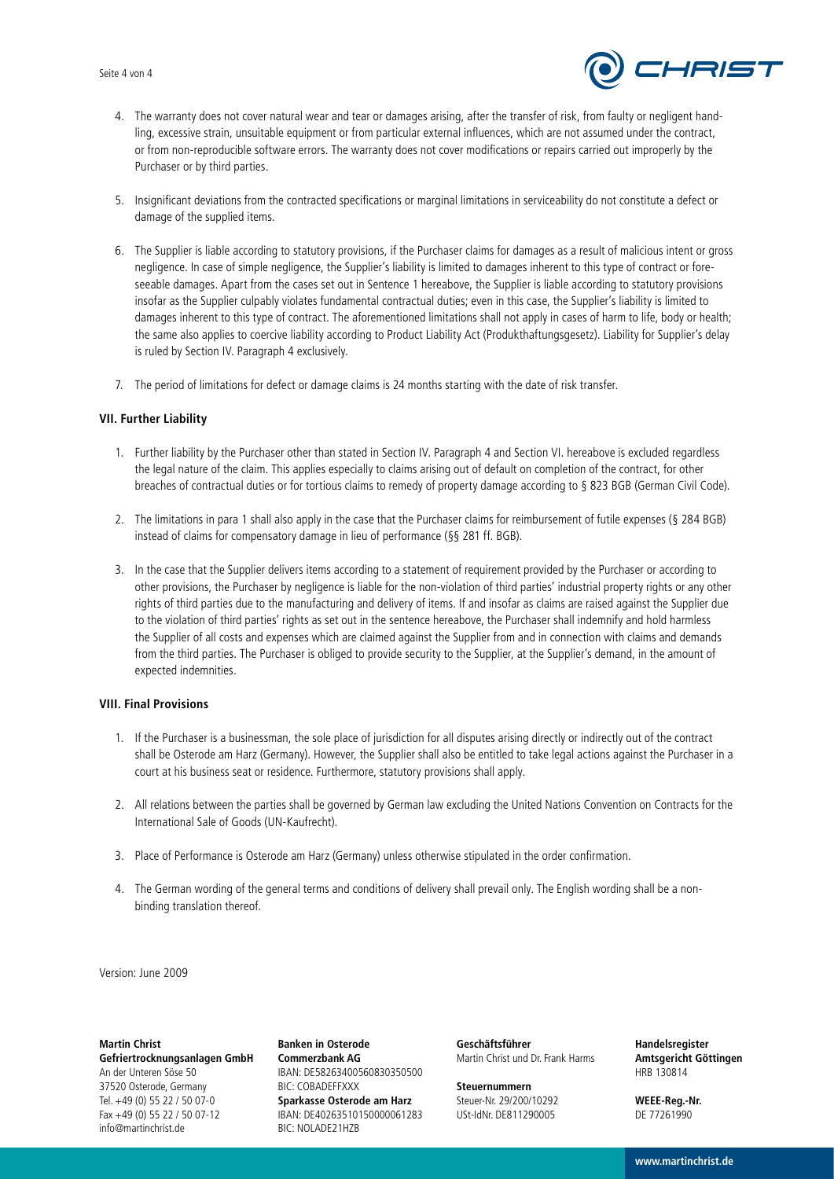4. The warranty does not cover natural wear and tear or damages arising, after the transfer of risk, from faulty or negligent handling, excessive strain, unsuitable equipment or from particular external influences, which are not assumed under the contract, or from non-reproducible software errors. The warranty does not cover modifications or repairs carried out improperly by the Purchaser or by third parties.

5. Insignificant deviations from the contracted specifications or marginal limitations in serviceability do not constitute a defect or damage of the supplied items.

6. The Supplier is liable according to statutory provisions, if the Purchaser claims for damages as a result of malicious intent or gross negligence. In case of simple negligence, the Supplier's liability is limited to damages inherent to this type of contract or foreseeable damages. Apart from the cases set out in Sentence 1 hereabove, the Supplier is liable according to statutory provisions insofar as the Supplier culpably violates fundamental contractual duties; even in this case, the Supplier's liability is limited to damages inherent to this type of contract. The aforementioned limitations shall not apply in cases of harm to life, body or health; the same also applies to coercive liability according to Product Liability Act (Produkthaftungsgesetz). Liability for Supplier's delay is ruled by Section IV. Paragraph 4 exclusively.

7. The period of limitations for defect or damage claims is 24 months starting with the date of risk transfer.

### VII. Further Liability

1. Further liability by the Purchaser other than stated in Section IV. Paragraph 4 and Section VI. hereabove is excluded regardless the legal nature of the claim. This applies especially to claims arising out of default on completion of the contract, for other breaches of contractual duties or for tortious claims to remedy of property damage according to § 823 BGB (German Civil Code).

2. The limitations in para 1 shall also apply in the case that the Purchaser claims for reimbursement of futile expenses (§ 284 BGB) instead of claims for compensatory damage in lieu of performance (§§ 281 ff. BGB).

3. In the case that the Supplier delivers items according to a statement of requirement provided by the Purchaser or according to other provisions, the Purchaser by negligence is liable for the non-violation of third parties' industrial property rights or any other rights of third parties due to the manufacturing and delivery of items. If and insofar as claims are raised against the Supplier due to the violation of third parties' rights as set out in the sentence hereabove, the Purchaser shall indemnify and hold harmless the Supplier of all costs and expenses which are claimed against the Supplier from and in connection with claims and demands from the third parties. The Purchaser is obliged to provide security to the Supplier, at the Supplier's demand, in the amount of expected indemnities.

### VIII. Final Provisions

1. If the Purchaser is a businessman, the sole place of jurisdiction for all disputes arising directly or indirectly out of the contract shall be Osterode am Harz (Germany). However, the Supplier shall also be entitled to take legal actions against the Purchaser in a court at his business seat or residence. Furthermore, statutory provisions shall apply.

2. All relations between the parties shall be governed by German law excluding the United Nations Convention on Contracts for the International Sale of Goods (UN-Kaufrecht).

3. Place of Performance is Osterode am Harz (Germany) unless otherwise stipulated in the order confirmation.

4. The German wording of the general terms and conditions of delivery shall prevail only. The English wording shall be a non-binding translation thereof.

Version: June 2009

**Martin Christ Gefriertrocknungsanlagen GmbH**
An der Unteren Söse 50
37520 Osterode, Germany
Tel. +49 (0) 55 22 / 50 07-0
Fax +49 (0) 55 22 / 50 07-12
info@martinchrist.de

**Banken in Osterode**
**Commerzbank AG**
IBAN: DE58263400560830350500
BIC: COBADEFFXXX
**Sparkasse Osterode am Harz**
IBAN: DE40263510150000061283
BIC: NOLADE21HZB

**Geschäftsführer**
Martin Christ und Dr. Frank Harms

**Steuernummern**
Steuer-Nr. 29/200/10292
USt-IdNr. DE811290005

**Handelsregister**
**Amtsgericht Göttingen**
HRB 130814

**WEEE-Reg.-Nr.**
DE 77261990

**www.martinchrist.de**